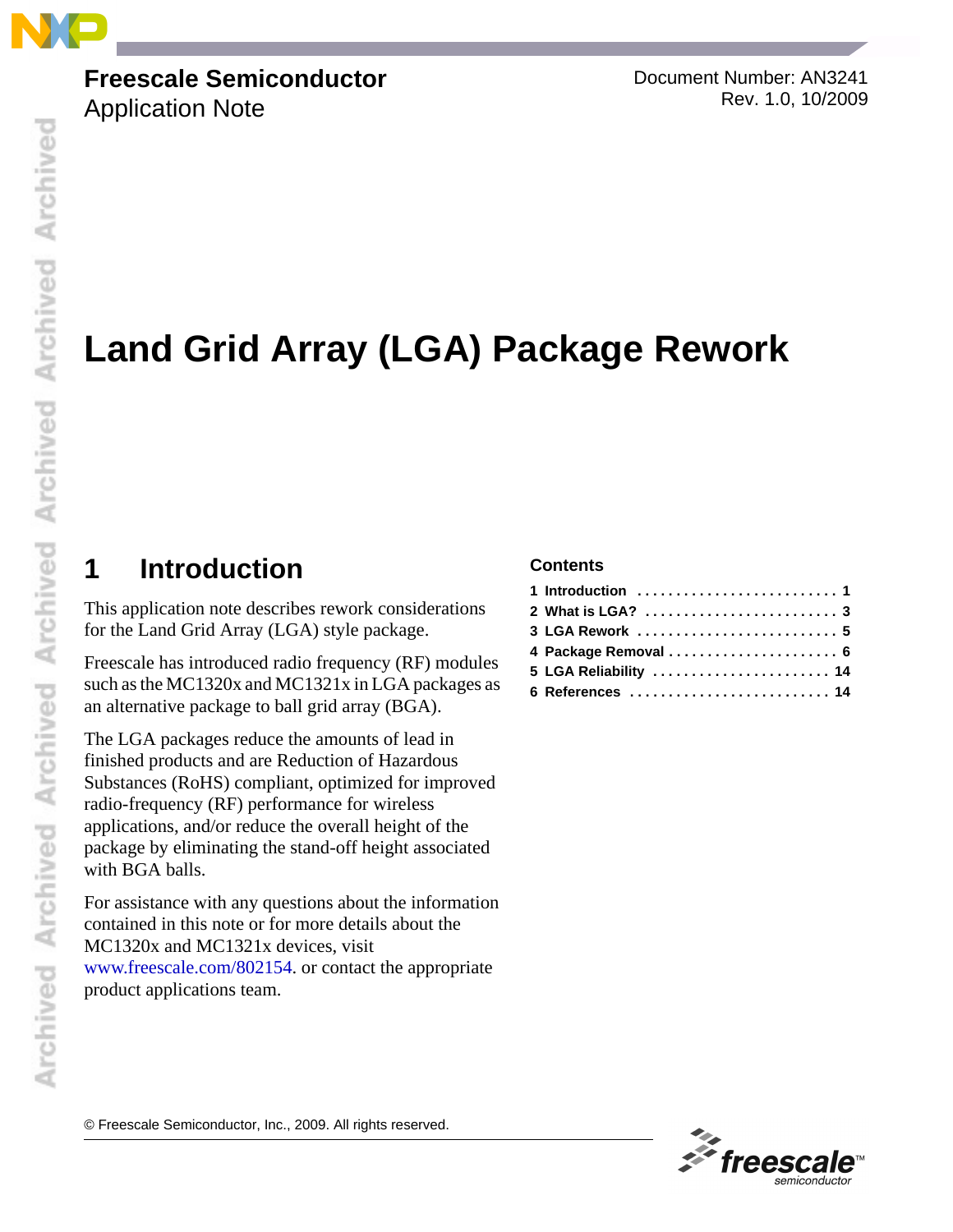**Freescale Semiconductor**
Application Note

Document Number: AN3241
Rev. 1.0, 10/2009

# Land Grid Array (LGA) Package Rework

## 1 Introduction

This application note describes rework considerations for the Land Grid Array (LGA) style package.

Freescale has introduced radio frequency (RF) modules such as the MC1320x and MC1321x in LGA packages as an alternative package to ball grid array (BGA).

The LGA packages reduce the amounts of lead in finished products and are Reduction of Hazardous Substances (RoHS) compliant, optimized for improved radio-frequency (RF) performance for wireless applications, and/or reduce the overall height of the package by eliminating the stand-off height associated with BGA balls.

For assistance with any questions about the information contained in this note or for more details about the MC1320x and MC1321x devices, visit www.freescale.com/802154. or contact the appropriate product applications team.

**Contents**

1 Introduction . . . . . . . . . . . . . . . . . . . . . . . . . . 1
2 What is LGA? . . . . . . . . . . . . . . . . . . . . . . . . . 3
3 LGA Rework . . . . . . . . . . . . . . . . . . . . . . . . . . 5
4 Package Removal . . . . . . . . . . . . . . . . . . . . . . 6
5 LGA Reliability . . . . . . . . . . . . . . . . . . . . . . . 14
6 References . . . . . . . . . . . . . . . . . . . . . . . . . . 14

© Freescale Semiconductor, Inc., 2009. All rights reserved.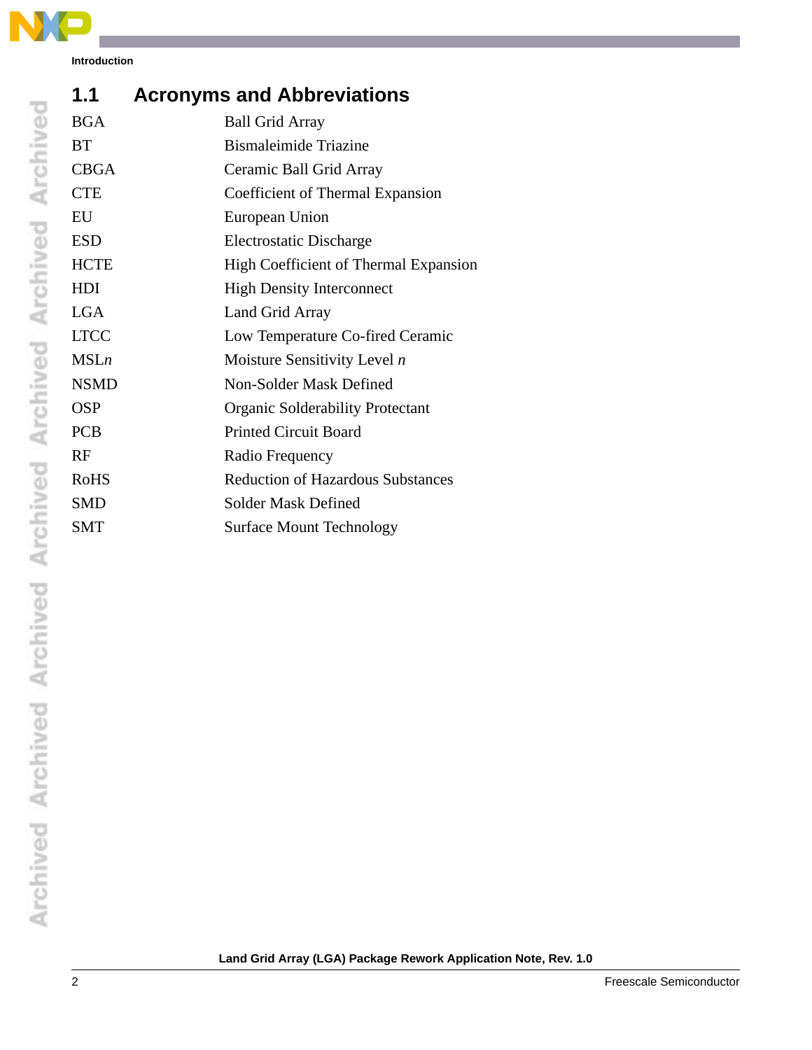## 1.1 Acronyms and Abbreviations

| | |
|---|---|
| BGA | Ball Grid Array |
| BT | Bismaleimide Triazine |
| CBGA | Ceramic Ball Grid Array |
| CTE | Coefficient of Thermal Expansion |
| EU | European Union |
| ESD | Electrostatic Discharge |
| HCTE | High Coefficient of Thermal Expansion |
| HDI | High Density Interconnect |
| LGA | Land Grid Array |
| LTCC | Low Temperature Co-fired Ceramic |
| MSL*n* | Moisture Sensitivity Level *n* |
| NSMD | Non-Solder Mask Defined |
| OSP | Organic Solderability Protectant |
| PCB | Printed Circuit Board |
| RF | Radio Frequency |
| RoHS | Reduction of Hazardous Substances |
| SMD | Solder Mask Defined |
| SMT | Surface Mount Technology |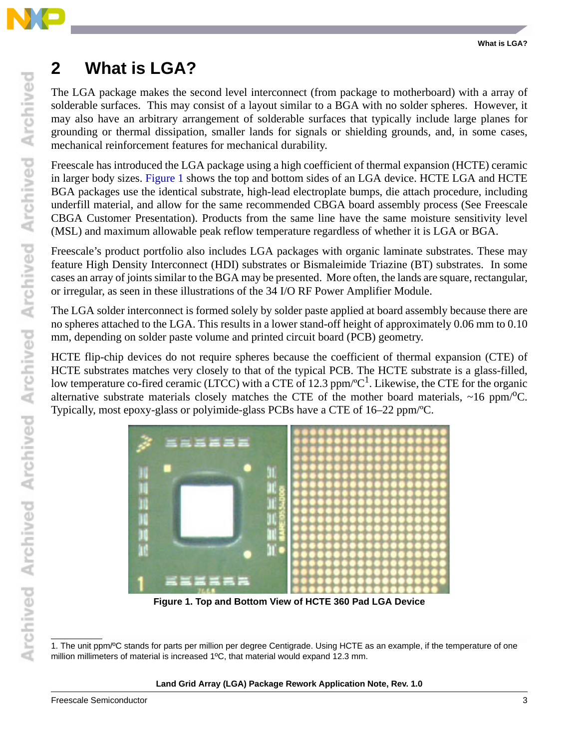## 2 What is LGA?

The LGA package makes the second level interconnect (from package to motherboard) with a array of solderable surfaces. This may consist of a layout similar to a BGA with no solder spheres. However, it may also have an arbitrary arrangement of solderable surfaces that typically include large planes for grounding or thermal dissipation, smaller lands for signals or shielding grounds, and, in some cases, mechanical reinforcement features for mechanical durability.

Freescale has introduced the LGA package using a high coefficient of thermal expansion (HCTE) ceramic in larger body sizes. Figure 1 shows the top and bottom sides of an LGA device. HCTE LGA and HCTE BGA packages use the identical substrate, high-lead electroplate bumps, die attach procedure, including underfill material, and allow for the same recommended CBGA board assembly process (See Freescale CBGA Customer Presentation). Products from the same line have the same moisture sensitivity level (MSL) and maximum allowable peak reflow temperature regardless of whether it is LGA or BGA.

Freescale's product portfolio also includes LGA packages with organic laminate substrates. These may feature High Density Interconnect (HDI) substrates or Bismaleimide Triazine (BT) substrates. In some cases an array of joints similar to the BGA may be presented. More often, the lands are square, rectangular, or irregular, as seen in these illustrations of the 34 I/O RF Power Amplifier Module.

The LGA solder interconnect is formed solely by solder paste applied at board assembly because there are no spheres attached to the LGA. This results in a lower stand-off height of approximately 0.06 mm to 0.10 mm, depending on solder paste volume and printed circuit board (PCB) geometry.

HCTE flip-chip devices do not require spheres because the coefficient of thermal expansion (CTE) of HCTE substrates matches very closely to that of the typical PCB. The HCTE substrate is a glass-filled, low temperature co-fired ceramic (LTCC) with a CTE of 12.3 ppm/ºC[1]. Likewise, the CTE for the organic alternative substrate materials closely matches the CTE of the mother board materials, ~16 ppm/ºC. Typically, most epoxy-glass or polyimide-glass PCBs have a CTE of 16–22 ppm/ºC.

**Figure 1. Top and Bottom View of HCTE 360 Pad LGA Device**

1. The unit ppm/ºC stands for parts per million per degree Centigrade. Using HCTE as an example, if the temperature of one million millimeters of material is increased 1ºC, that material would expand 12.3 mm.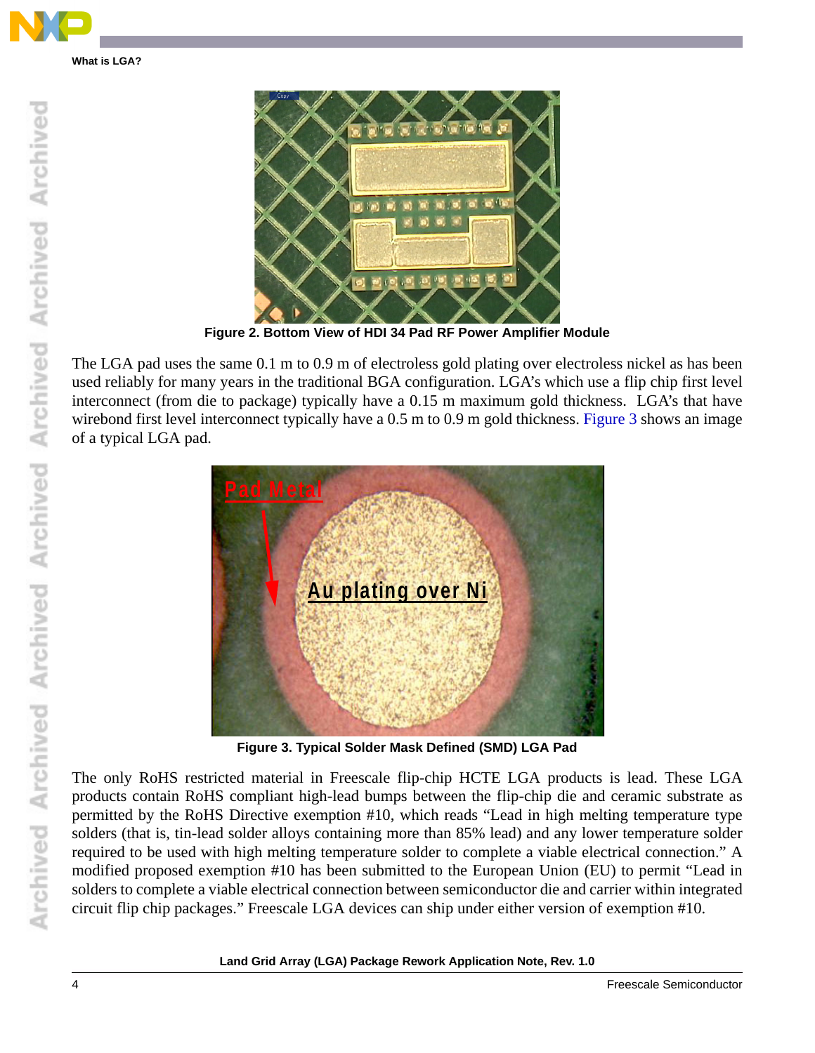Figure 2. Bottom View of HDI 34 Pad RF Power Amplifier Module

The LGA pad uses the same 0.1 m to 0.9 m of electroless gold plating over electroless nickel as has been used reliably for many years in the traditional BGA configuration. LGA's which use a flip chip first level interconnect (from die to package) typically have a 0.15 m maximum gold thickness. LGA's that have wirebond first level interconnect typically have a 0.5 m to 0.9 m gold thickness. Figure 3 shows an image of a typical LGA pad.

Figure 3. Typical Solder Mask Defined (SMD) LGA Pad

The only RoHS restricted material in Freescale flip-chip HCTE LGA products is lead. These LGA products contain RoHS compliant high-lead bumps between the flip-chip die and ceramic substrate as permitted by the RoHS Directive exemption #10, which reads "Lead in high melting temperature type solders (that is, tin-lead solder alloys containing more than 85% lead) and any lower temperature solder required to be used with high melting temperature solder to complete a viable electrical connection." A modified proposed exemption #10 has been submitted to the European Union (EU) to permit "Lead in solders to complete a viable electrical connection between semiconductor die and carrier within integrated circuit flip chip packages." Freescale LGA devices can ship under either version of exemption #10.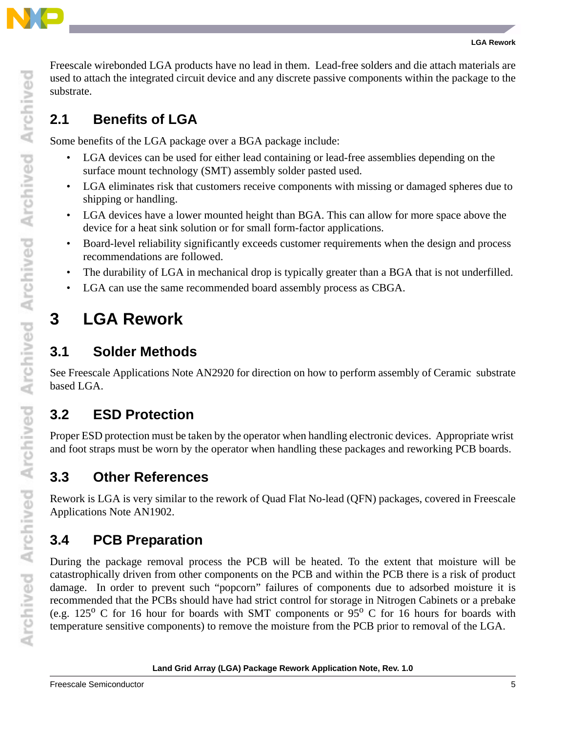Freescale wirebonded LGA products have no lead in them. Lead-free solders and die attach materials are used to attach the integrated circuit device and any discrete passive components within the package to the substrate.

## 2.1 Benefits of LGA

Some benefits of the LGA package over a BGA package include:

- LGA devices can be used for either lead containing or lead-free assemblies depending on the surface mount technology (SMT) assembly solder pasted used.
- LGA eliminates risk that customers receive components with missing or damaged spheres due to shipping or handling.
- LGA devices have a lower mounted height than BGA. This can allow for more space above the device for a heat sink solution or for small form-factor applications.
- Board-level reliability significantly exceeds customer requirements when the design and process recommendations are followed.
- The durability of LGA in mechanical drop is typically greater than a BGA that is not underfilled.
- LGA can use the same recommended board assembly process as CBGA.

# 3 LGA Rework

## 3.1 Solder Methods

See Freescale Applications Note AN2920 for direction on how to perform assembly of Ceramic substrate based LGA.

## 3.2 ESD Protection

Proper ESD protection must be taken by the operator when handling electronic devices. Appropriate wrist and foot straps must be worn by the operator when handling these packages and reworking PCB boards.

## 3.3 Other References

Rework is LGA is very similar to the rework of Quad Flat No-lead (QFN) packages, covered in Freescale Applications Note AN1902.

## 3.4 PCB Preparation

During the package removal process the PCB will be heated. To the extent that moisture will be catastrophically driven from other components on the PCB and within the PCB there is a risk of product damage. In order to prevent such “popcorn” failures of components due to adsorbed moisture it is recommended that the PCBs should have had strict control for storage in Nitrogen Cabinets or a prebake (e.g. $125^{o}$ C for 16 hour for boards with SMT components or $95^{o}$ C for 16 hours for boards with temperature sensitive components) to remove the moisture from the PCB prior to removal of the LGA.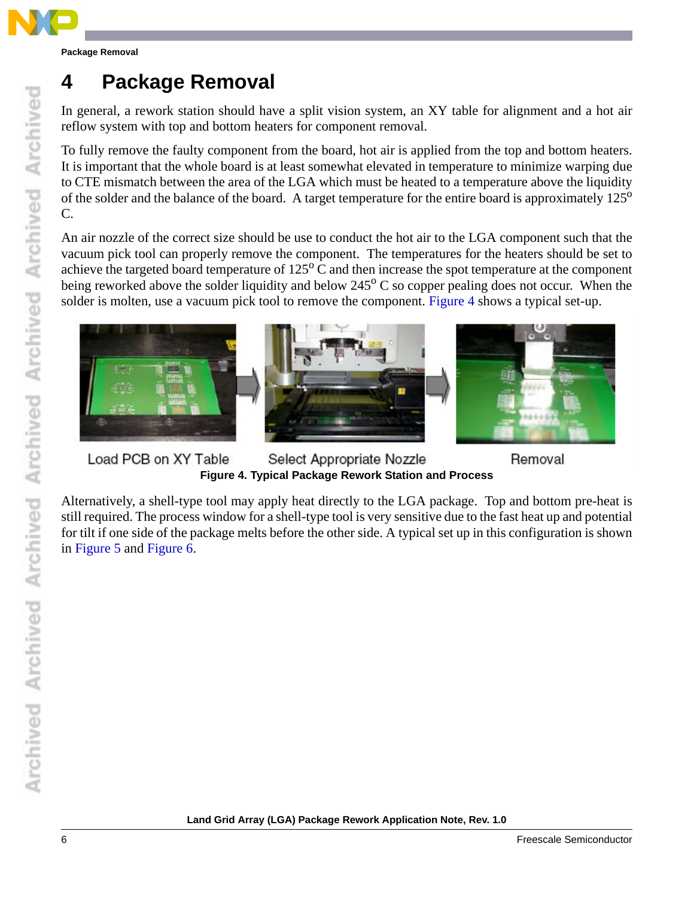# 4 Package Removal

In general, a rework station should have a split vision system, an XY table for alignment and a hot air reflow system with top and bottom heaters for component removal.

To fully remove the faulty component from the board, hot air is applied from the top and bottom heaters. It is important that the whole board is at least somewhat elevated in temperature to minimize warping due to CTE mismatch between the area of the LGA which must be heated to a temperature above the liquidity of the solder and the balance of the board. A target temperature for the entire board is approximately 125$^{o}$ C.

An air nozzle of the correct size should be use to conduct the hot air to the LGA component such that the vacuum pick tool can properly remove the component. The temperatures for the heaters should be set to achieve the targeted board temperature of 125$^{o}$ C and then increase the spot temperature at the component being reworked above the solder liquidity and below 245$^{o}$ C so copper pealing does not occur. When the solder is molten, use a vacuum pick tool to remove the component. Figure 4 shows a typical set-up.

Load PCB on XY Table — Select Appropriate Nozzle — Removal

**Figure 4. Typical Package Rework Station and Process**

Alternatively, a shell-type tool may apply heat directly to the LGA package. Top and bottom pre-heat is still required. The process window for a shell-type tool is very sensitive due to the fast heat up and potential for tilt if one side of the package melts before the other side. A typical set up in this configuration is shown in Figure 5 and Figure 6.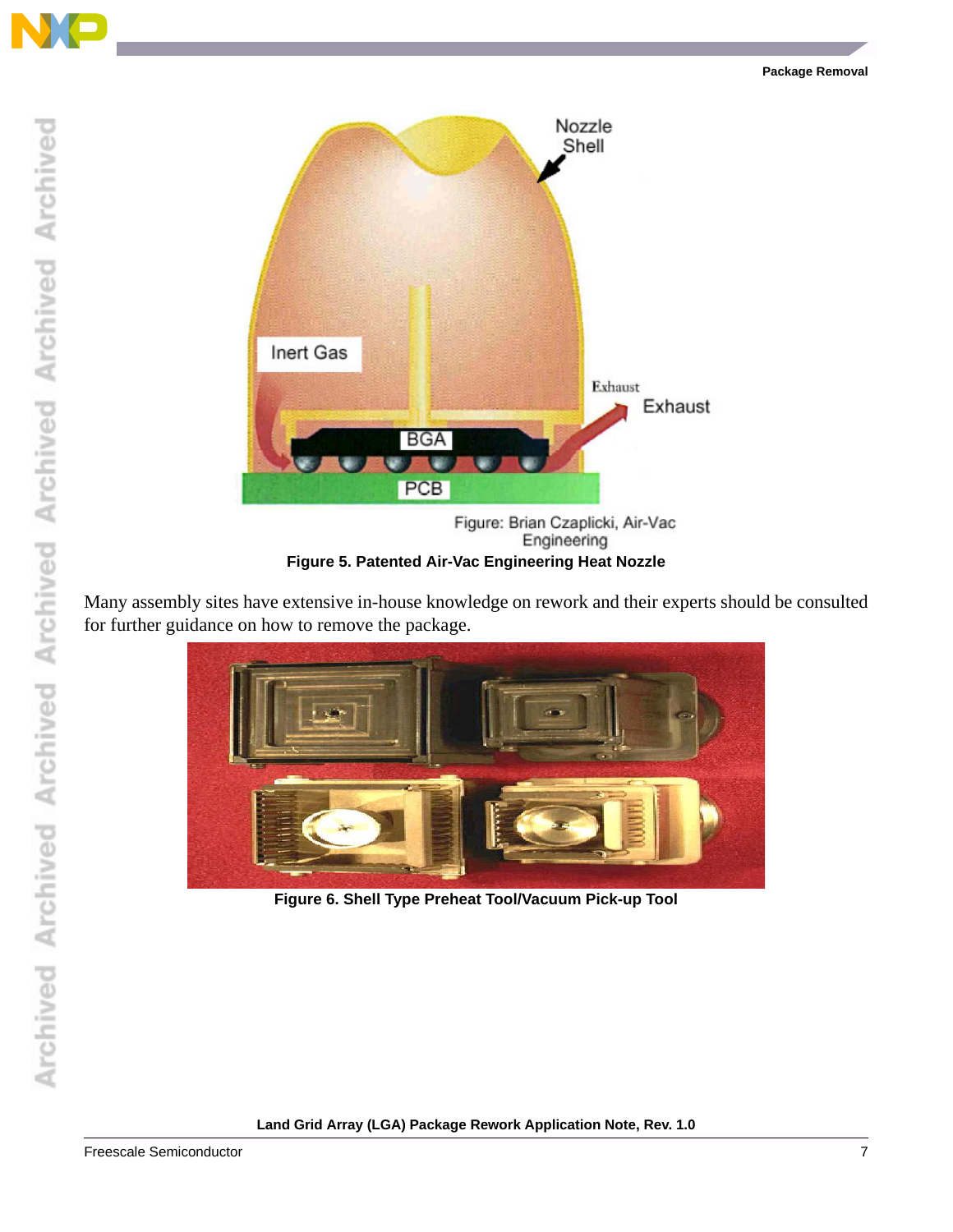Figure: Brian Czaplicki, Air-Vac Engineering

**Figure 5. Patented Air-Vac Engineering Heat Nozzle**

Many assembly sites have extensive in-house knowledge on rework and their experts should be consulted for further guidance on how to remove the package.

**Figure 6. Shell Type Preheat Tool/Vacuum Pick-up Tool**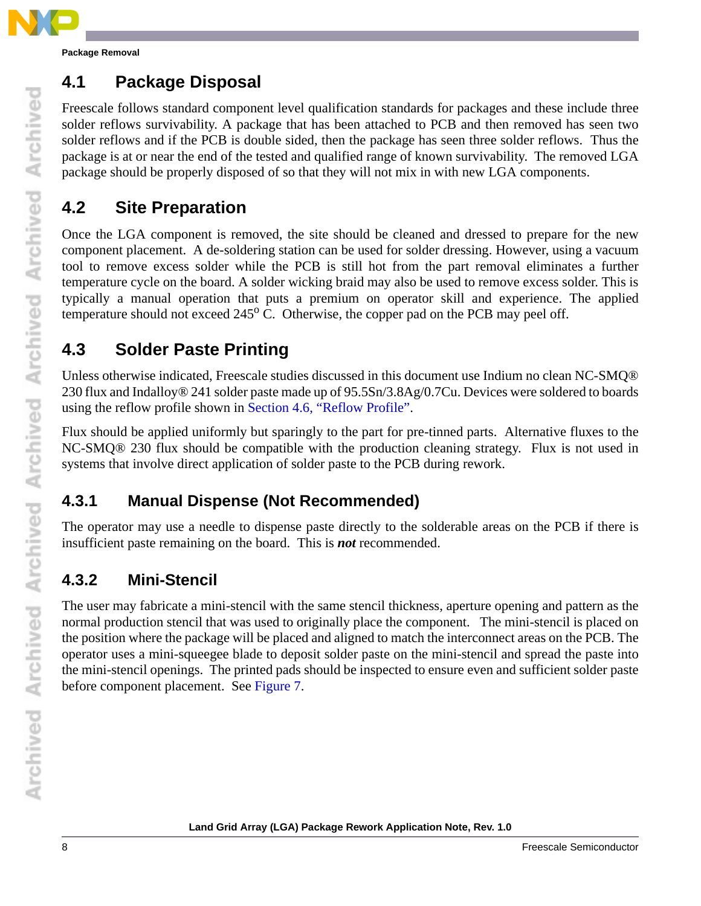## 4.1 Package Disposal

Freescale follows standard component level qualification standards for packages and these include three solder reflows survivability. A package that has been attached to PCB and then removed has seen two solder reflows and if the PCB is double sided, then the package has seen three solder reflows. Thus the package is at or near the end of the tested and qualified range of known survivability. The removed LGA package should be properly disposed of so that they will not mix in with new LGA components.

## 4.2 Site Preparation

Once the LGA component is removed, the site should be cleaned and dressed to prepare for the new component placement. A de-soldering station can be used for solder dressing. However, using a vacuum tool to remove excess solder while the PCB is still hot from the part removal eliminates a further temperature cycle on the board. A solder wicking braid may also be used to remove excess solder. This is typically a manual operation that puts a premium on operator skill and experience. The applied temperature should not exceed 245$^{o}$ C. Otherwise, the copper pad on the PCB may peel off.

## 4.3 Solder Paste Printing

Unless otherwise indicated, Freescale studies discussed in this document use Indium no clean NC-SMQ® 230 flux and Indalloy® 241 solder paste made up of 95.5Sn/3.8Ag/0.7Cu. Devices were soldered to boards using the reflow profile shown in Section 4.6, "Reflow Profile".

Flux should be applied uniformly but sparingly to the part for pre-tinned parts. Alternative fluxes to the NC-SMQ® 230 flux should be compatible with the production cleaning strategy. Flux is not used in systems that involve direct application of solder paste to the PCB during rework.

### 4.3.1 Manual Dispense (Not Recommended)

The operator may use a needle to dispense paste directly to the solderable areas on the PCB if there is insufficient paste remaining on the board. This is ***not*** recommended.

### 4.3.2 Mini-Stencil

The user may fabricate a mini-stencil with the same stencil thickness, aperture opening and pattern as the normal production stencil that was used to originally place the component. The mini-stencil is placed on the position where the package will be placed and aligned to match the interconnect areas on the PCB. The operator uses a mini-squeegee blade to deposit solder paste on the mini-stencil and spread the paste into the mini-stencil openings. The printed pads should be inspected to ensure even and sufficient solder paste before component placement. See Figure 7.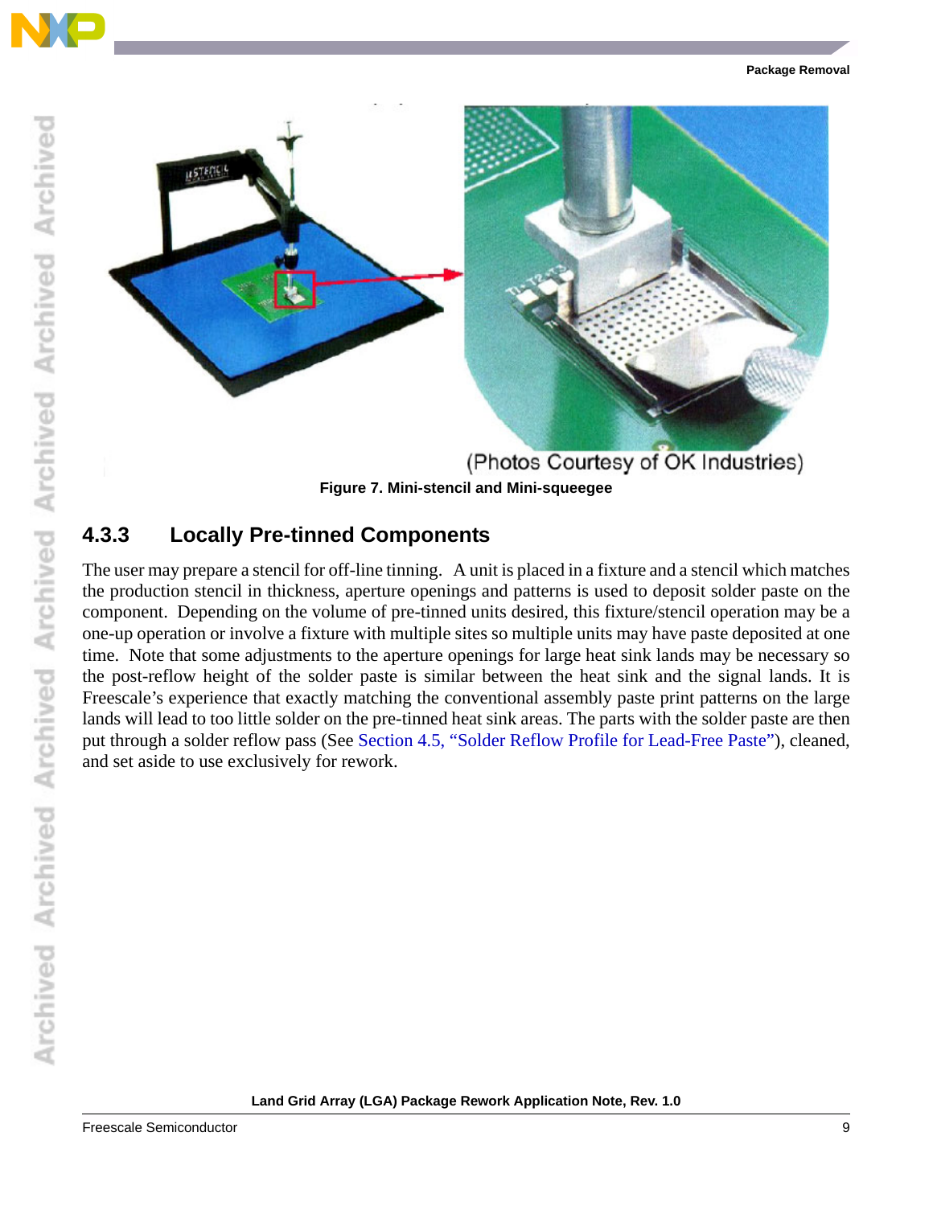(Photos Courtesy of OK Industries)

**Figure 7. Mini-stencil and Mini-squeegee**

### 4.3.3 Locally Pre-tinned Components

The user may prepare a stencil for off-line tinning. A unit is placed in a fixture and a stencil which matches the production stencil in thickness, aperture openings and patterns is used to deposit solder paste on the component. Depending on the volume of pre-tinned units desired, this fixture/stencil operation may be a one-up operation or involve a fixture with multiple sites so multiple units may have paste deposited at one time. Note that some adjustments to the aperture openings for large heat sink lands may be necessary so the post-reflow height of the solder paste is similar between the heat sink and the signal lands. It is Freescale's experience that exactly matching the conventional assembly paste print patterns on the large lands will lead to too little solder on the pre-tinned heat sink areas. The parts with the solder paste are then put through a solder reflow pass (See Section 4.5, "Solder Reflow Profile for Lead-Free Paste"), cleaned, and set aside to use exclusively for rework.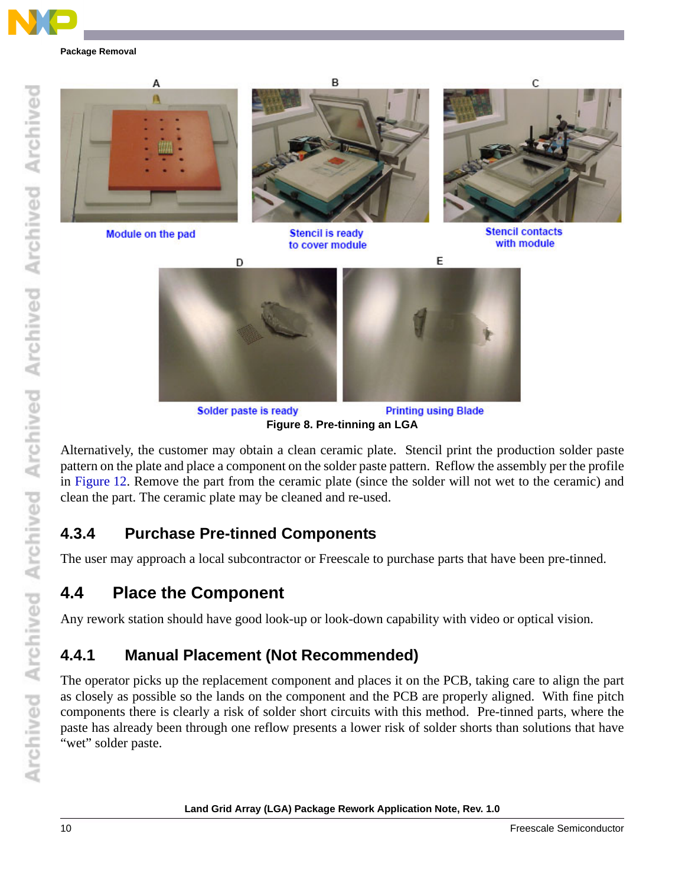A

Module on the pad

B

Stencil is ready to cover module

C

Stencil contacts with module

D

Solder paste is ready

E

Printing using Blade

**Figure 8. Pre-tinning an LGA**

Alternatively, the customer may obtain a clean ceramic plate. Stencil print the production solder paste pattern on the plate and place a component on the solder paste pattern. Reflow the assembly per the profile in Figure 12. Remove the part from the ceramic plate (since the solder will not wet to the ceramic) and clean the part. The ceramic plate may be cleaned and re-used.

### 4.3.4 Purchase Pre-tinned Components

The user may approach a local subcontractor or Freescale to purchase parts that have been pre-tinned.

## 4.4 Place the Component

Any rework station should have good look-up or look-down capability with video or optical vision.

### 4.4.1 Manual Placement (Not Recommended)

The operator picks up the replacement component and places it on the PCB, taking care to align the part as closely as possible so the lands on the component and the PCB are properly aligned. With fine pitch components there is clearly a risk of solder short circuits with this method. Pre-tinned parts, where the paste has already been through one reflow presents a lower risk of solder shorts than solutions that have "wet" solder paste.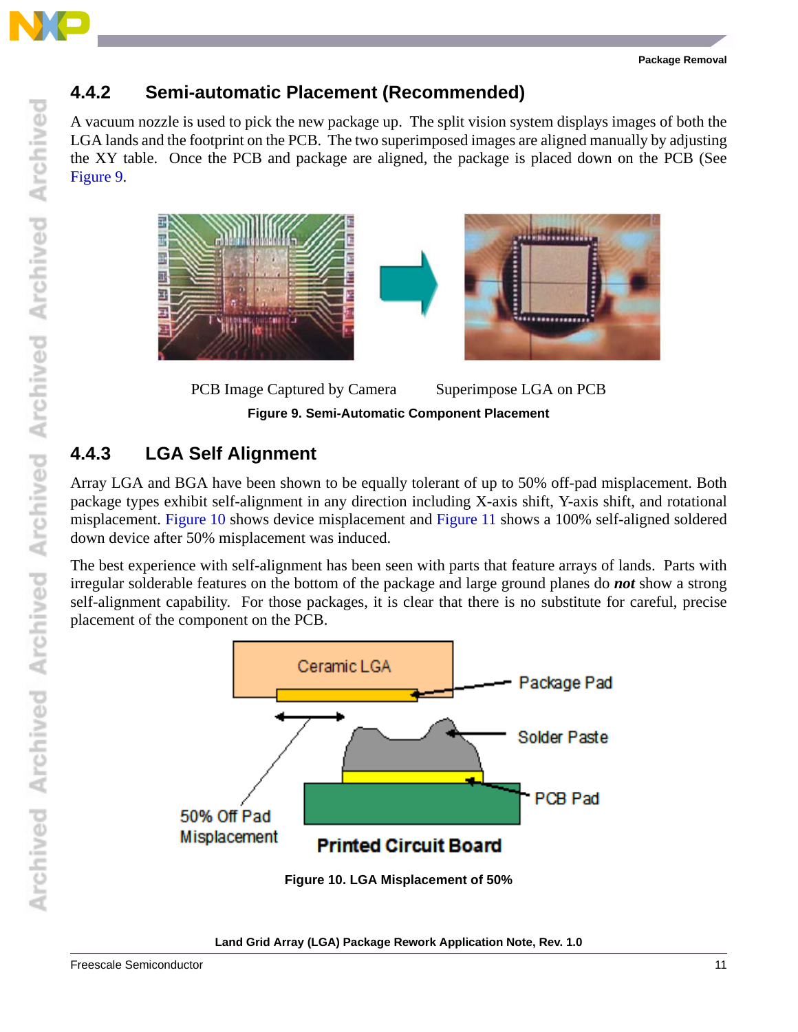### 4.4.2 Semi-automatic Placement (Recommended)

A vacuum nozzle is used to pick the new package up. The split vision system displays images of both the LGA lands and the footprint on the PCB. The two superimposed images are aligned manually by adjusting the XY table. Once the PCB and package are aligned, the package is placed down on the PCB (See Figure 9.

PCB Image Captured by Camera      Superimpose LGA on PCB

**Figure 9. Semi-Automatic Component Placement**

### 4.4.3 LGA Self Alignment

Array LGA and BGA have been shown to be equally tolerant of up to 50% off-pad misplacement. Both package types exhibit self-alignment in any direction including X-axis shift, Y-axis shift, and rotational misplacement. Figure 10 shows device misplacement and Figure 11 shows a 100% self-aligned soldered down device after 50% misplacement was induced.

The best experience with self-alignment has been seen with parts that feature arrays of lands. Parts with irregular solderable features on the bottom of the package and large ground planes do ***not*** show a strong self-alignment capability. For those packages, it is clear that there is no substitute for careful, precise placement of the component on the PCB.

**Figure 10. LGA Misplacement of 50%**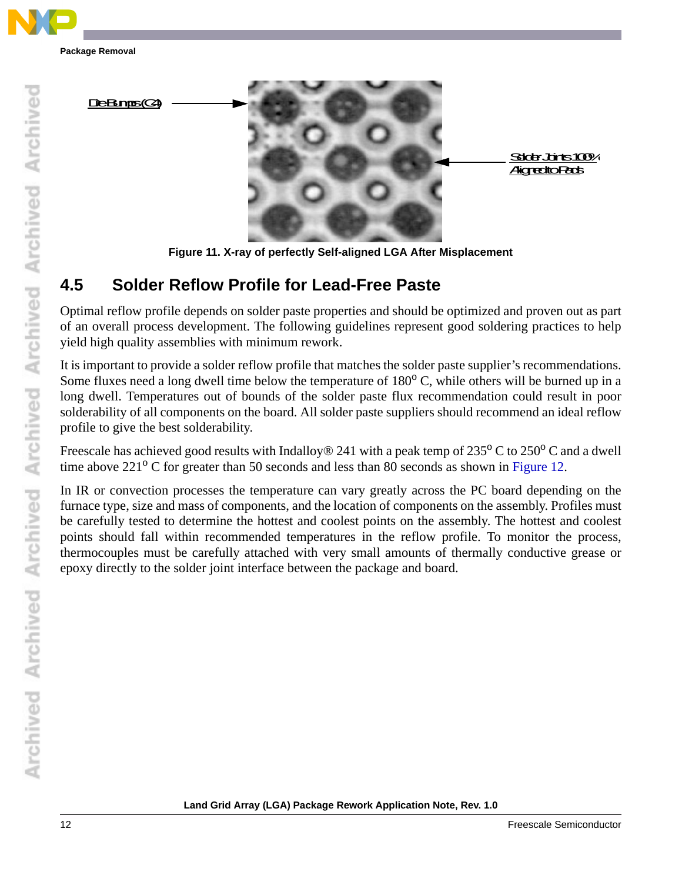Die Bumps (C4)

Solder Joints 100% Aligned to Pads

**Figure 11. X-ray of perfectly Self-aligned LGA After Misplacement**

## 4.5 Solder Reflow Profile for Lead-Free Paste

Optimal reflow profile depends on solder paste properties and should be optimized and proven out as part of an overall process development. The following guidelines represent good soldering practices to help yield high quality assemblies with minimum rework.

It is important to provide a solder reflow profile that matches the solder paste supplier's recommendations. Some fluxes need a long dwell time below the temperature of 180$^{o}$ C, while others will be burned up in a long dwell. Temperatures out of bounds of the solder paste flux recommendation could result in poor solderability of all components on the board. All solder paste suppliers should recommend an ideal reflow profile to give the best solderability.

Freescale has achieved good results with Indalloy® 241 with a peak temp of 235$^{o}$ C to 250$^{o}$ C and a dwell time above 221$^{o}$ C for greater than 50 seconds and less than 80 seconds as shown in Figure 12.

In IR or convection processes the temperature can vary greatly across the PC board depending on the furnace type, size and mass of components, and the location of components on the assembly. Profiles must be carefully tested to determine the hottest and coolest points on the assembly. The hottest and coolest points should fall within recommended temperatures in the reflow profile. To monitor the process, thermocouples must be carefully attached with very small amounts of thermally conductive grease or epoxy directly to the solder joint interface between the package and board.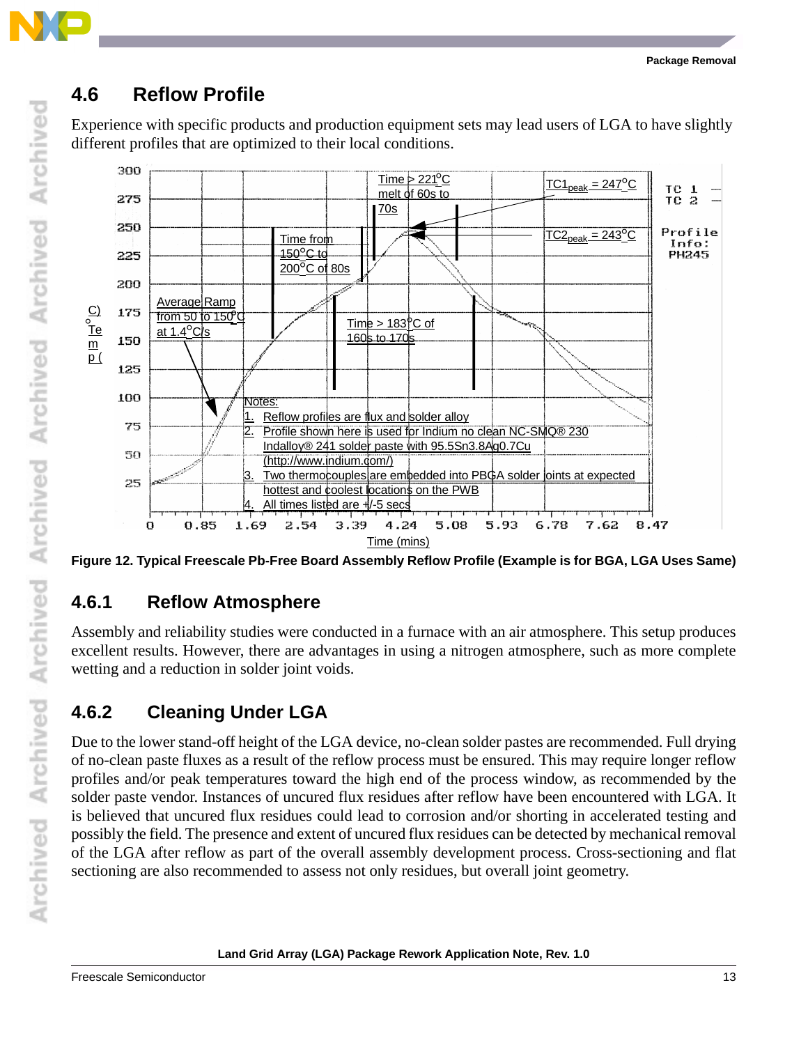## 4.6 Reflow Profile

Experience with specific products and production equipment sets may lead users of LGA to have slightly different profiles that are optimized to their local conditions.

Average Ramp from 50 to 150°C at 1.4°C/s

Time from 150°C to 200°C of 80s

Time > 221°C melt of 60s to 70s

Time > 183°C of 160s to 170s

$TC1_{peak}$ = 247°C

$TC2_{peak}$ = 243°C

TC 1 —
TC 2 —

Profile Info: PH245

Notes:

1. Reflow profiles are flux and solder alloy
2. Profile shown here is used for Indium no clean NC-SMQ® 230 Indalloy® 241 solder paste with 95.5Sn3.8Ag0.7Cu (http://www.indium.com/)
3. Two thermocouples are embedded into PBGA solder joints at expected hottest and coolest locations on the PWB
4. All times listed are +/-5 secs

Temp (°C) vs. Time (mins)

**Figure 12. Typical Freescale Pb-Free Board Assembly Reflow Profile (Example is for BGA, LGA Uses Same)**

### 4.6.1 Reflow Atmosphere

Assembly and reliability studies were conducted in a furnace with an air atmosphere. This setup produces excellent results. However, there are advantages in using a nitrogen atmosphere, such as more complete wetting and a reduction in solder joint voids.

### 4.6.2 Cleaning Under LGA

Due to the lower stand-off height of the LGA device, no-clean solder pastes are recommended. Full drying of no-clean paste fluxes as a result of the reflow process must be ensured. This may require longer reflow profiles and/or peak temperatures toward the high end of the process window, as recommended by the solder paste vendor. Instances of uncured flux residues after reflow have been encountered with LGA. It is believed that uncured flux residues could lead to corrosion and/or shorting in accelerated testing and possibly the field. The presence and extent of uncured flux residues can be detected by mechanical removal of the LGA after reflow as part of the overall assembly development process. Cross-sectioning and flat sectioning are also recommended to assess not only residues, but overall joint geometry.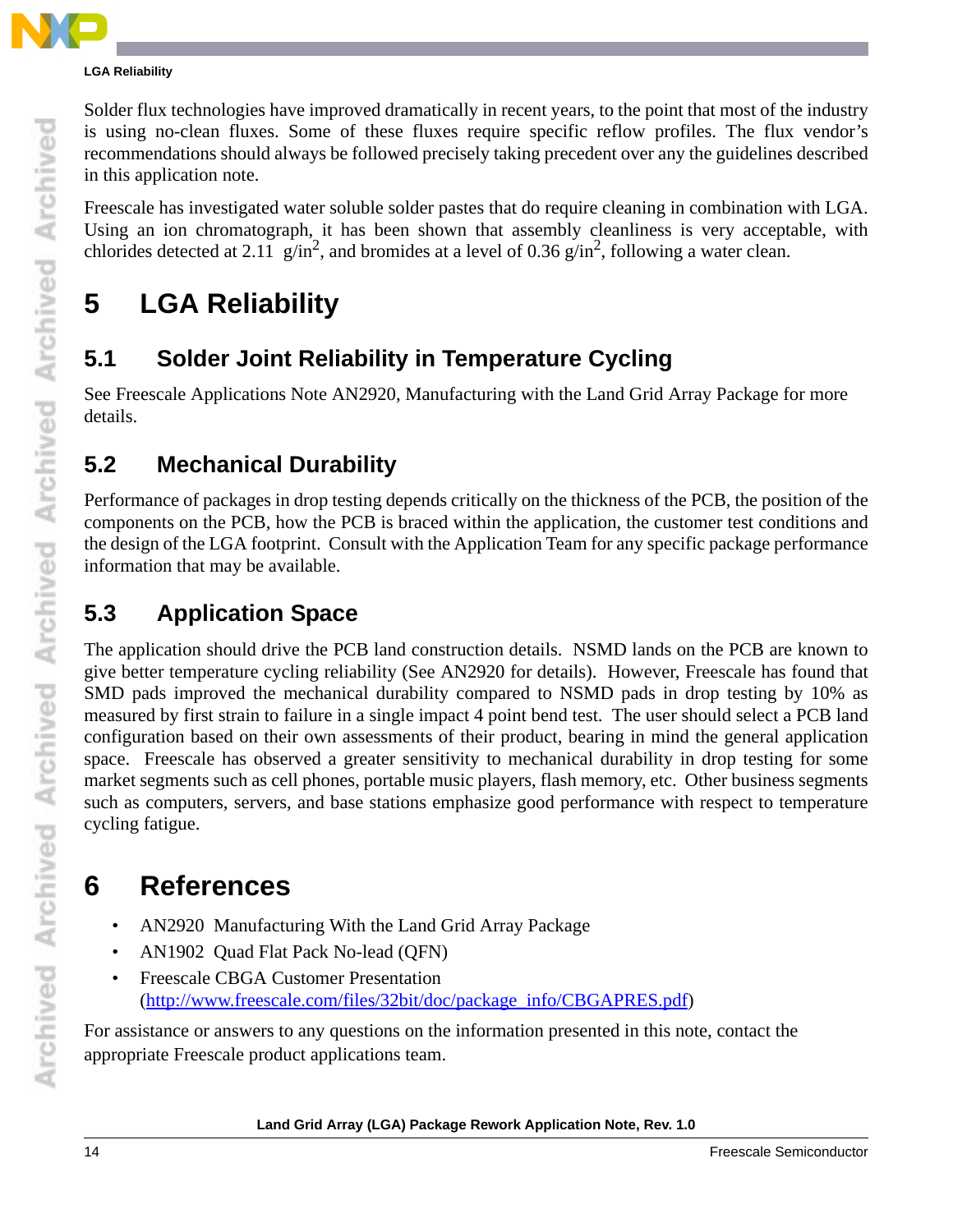Solder flux technologies have improved dramatically in recent years, to the point that most of the industry is using no-clean fluxes. Some of these fluxes require specific reflow profiles. The flux vendor's recommendations should always be followed precisely taking precedent over any the guidelines described in this application note.

Freescale has investigated water soluble solder pastes that do require cleaning in combination with LGA. Using an ion chromatograph, it has been shown that assembly cleanliness is very acceptable, with chlorides detected at 2.11 g/in$^2$, and bromides at a level of 0.36 g/in$^2$, following a water clean.

# 5 LGA Reliability

## 5.1 Solder Joint Reliability in Temperature Cycling

See Freescale Applications Note AN2920, Manufacturing with the Land Grid Array Package for more details.

## 5.2 Mechanical Durability

Performance of packages in drop testing depends critically on the thickness of the PCB, the position of the components on the PCB, how the PCB is braced within the application, the customer test conditions and the design of the LGA footprint. Consult with the Application Team for any specific package performance information that may be available.

## 5.3 Application Space

The application should drive the PCB land construction details. NSMD lands on the PCB are known to give better temperature cycling reliability (See AN2920 for details). However, Freescale has found that SMD pads improved the mechanical durability compared to NSMD pads in drop testing by 10% as measured by first strain to failure in a single impact 4 point bend test. The user should select a PCB land configuration based on their own assessments of their product, bearing in mind the general application space. Freescale has observed a greater sensitivity to mechanical durability in drop testing for some market segments such as cell phones, portable music players, flash memory, etc. Other business segments such as computers, servers, and base stations emphasize good performance with respect to temperature cycling fatigue.

# 6 References

- AN2920 Manufacturing With the Land Grid Array Package
- AN1902 Quad Flat Pack No-lead (QFN)
- Freescale CBGA Customer Presentation (http://www.freescale.com/files/32bit/doc/package_info/CBGAPRES.pdf)

For assistance or answers to any questions on the information presented in this note, contact the appropriate Freescale product applications team.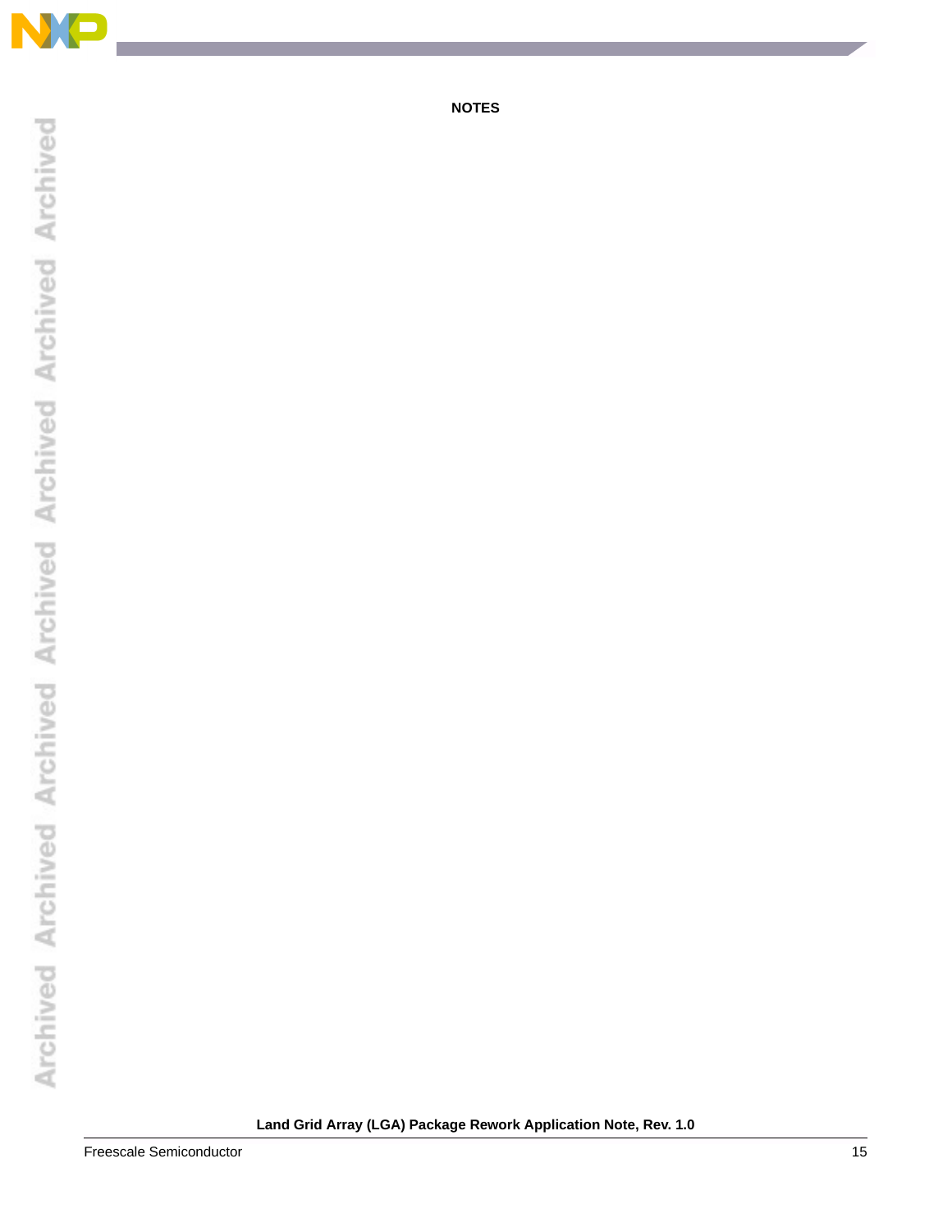NOTES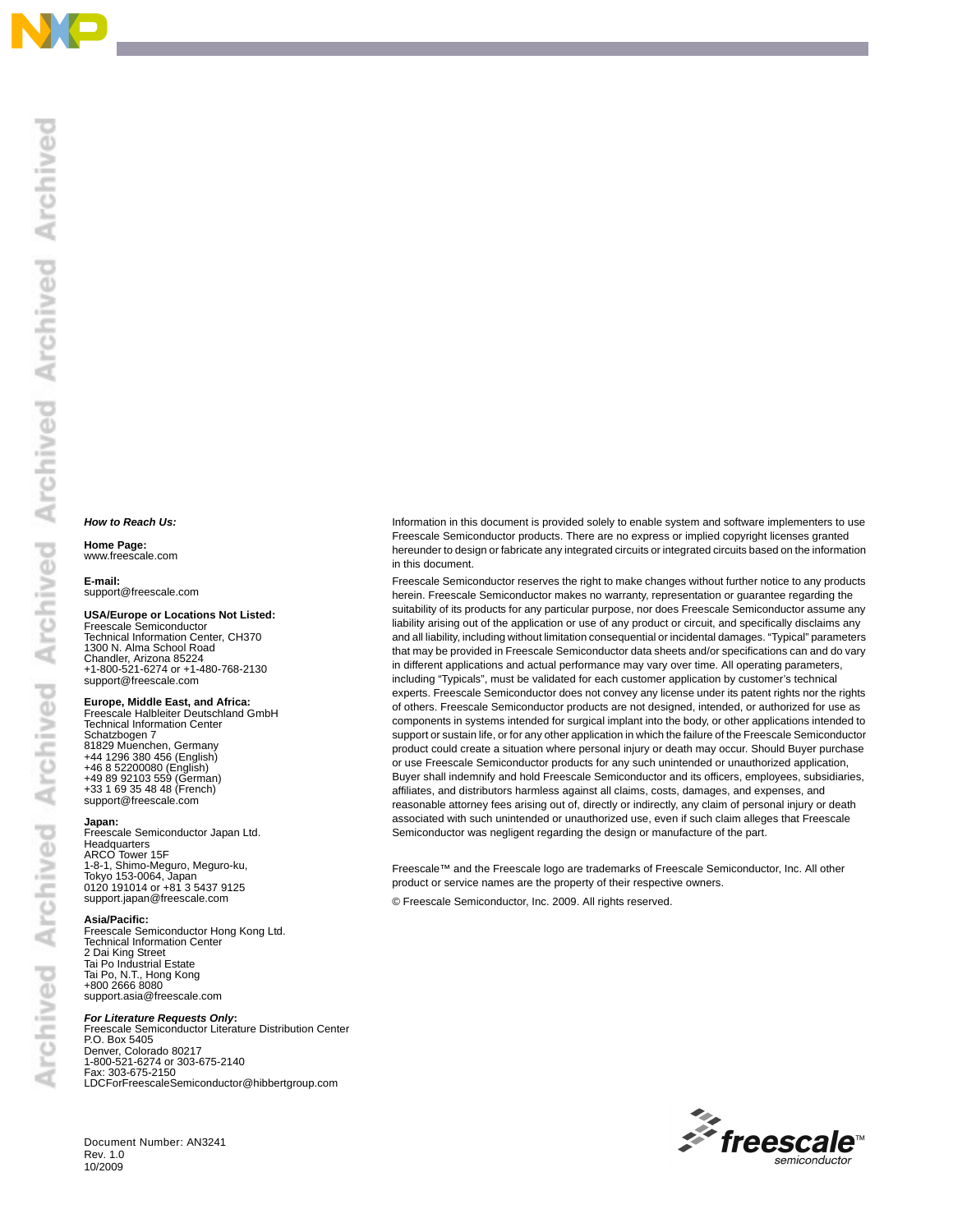***How to Reach Us:***

**Home Page:**
www.freescale.com

**E-mail:**
support@freescale.com

**USA/Europe or Locations Not Listed:**
Freescale Semiconductor
Technical Information Center, CH370
1300 N. Alma School Road
Chandler, Arizona 85224
+1-800-521-6274 or +1-480-768-2130
support@freescale.com

**Europe, Middle East, and Africa:**
Freescale Halbleiter Deutschland GmbH
Technical Information Center
Schatzbogen 7
81829 Muenchen, Germany
+44 1296 380 456 (English)
+46 8 52200080 (English)
+49 89 92103 559 (German)
+33 1 69 35 48 48 (French)
support@freescale.com

**Japan:**
Freescale Semiconductor Japan Ltd.
Headquarters
ARCO Tower 15F
1-8-1, Shimo-Meguro, Meguro-ku,
Tokyo 153-0064, Japan
0120 191014 or +81 3 5437 9125
support.japan@freescale.com

**Asia/Pacific:**
Freescale Semiconductor Hong Kong Ltd.
Technical Information Center
2 Dai King Street
Tai Po Industrial Estate
Tai Po, N.T., Hong Kong
+800 2666 8080
support.asia@freescale.com

***For Literature Requests Only*:**
Freescale Semiconductor Literature Distribution Center
P.O. Box 5405
Denver, Colorado 80217
1-800-521-6274 or 303-675-2140
Fax: 303-675-2150
LDCForFreescaleSemiconductor@hibbertgroup.com

Information in this document is provided solely to enable system and software implementers to use Freescale Semiconductor products. There are no express or implied copyright licenses granted hereunder to design or fabricate any integrated circuits or integrated circuits based on the information in this document.

Freescale Semiconductor reserves the right to make changes without further notice to any products herein. Freescale Semiconductor makes no warranty, representation or guarantee regarding the suitability of its products for any particular purpose, nor does Freescale Semiconductor assume any liability arising out of the application or use of any product or circuit, and specifically disclaims any and all liability, including without limitation consequential or incidental damages. "Typical" parameters that may be provided in Freescale Semiconductor data sheets and/or specifications can and do vary in different applications and actual performance may vary over time. All operating parameters, including "Typicals", must be validated for each customer application by customer's technical experts. Freescale Semiconductor does not convey any license under its patent rights nor the rights of others. Freescale Semiconductor products are not designed, intended, or authorized for use as components in systems intended for surgical implant into the body, or other applications intended to support or sustain life, or for any other application in which the failure of the Freescale Semiconductor product could create a situation where personal injury or death may occur. Should Buyer purchase or use Freescale Semiconductor products for any such unintended or unauthorized application, Buyer shall indemnify and hold Freescale Semiconductor and its officers, employees, subsidiaries, affiliates, and distributors harmless against all claims, costs, damages, and expenses, and reasonable attorney fees arising out of, directly or indirectly, any claim of personal injury or death associated with such unintended or unauthorized use, even if such claim alleges that Freescale Semiconductor was negligent regarding the design or manufacture of the part.

Freescale™ and the Freescale logo are trademarks of Freescale Semiconductor, Inc. All other product or service names are the property of their respective owners.

© Freescale Semiconductor, Inc. 2009. All rights reserved.

Document Number: AN3241
Rev. 1.0
10/2009